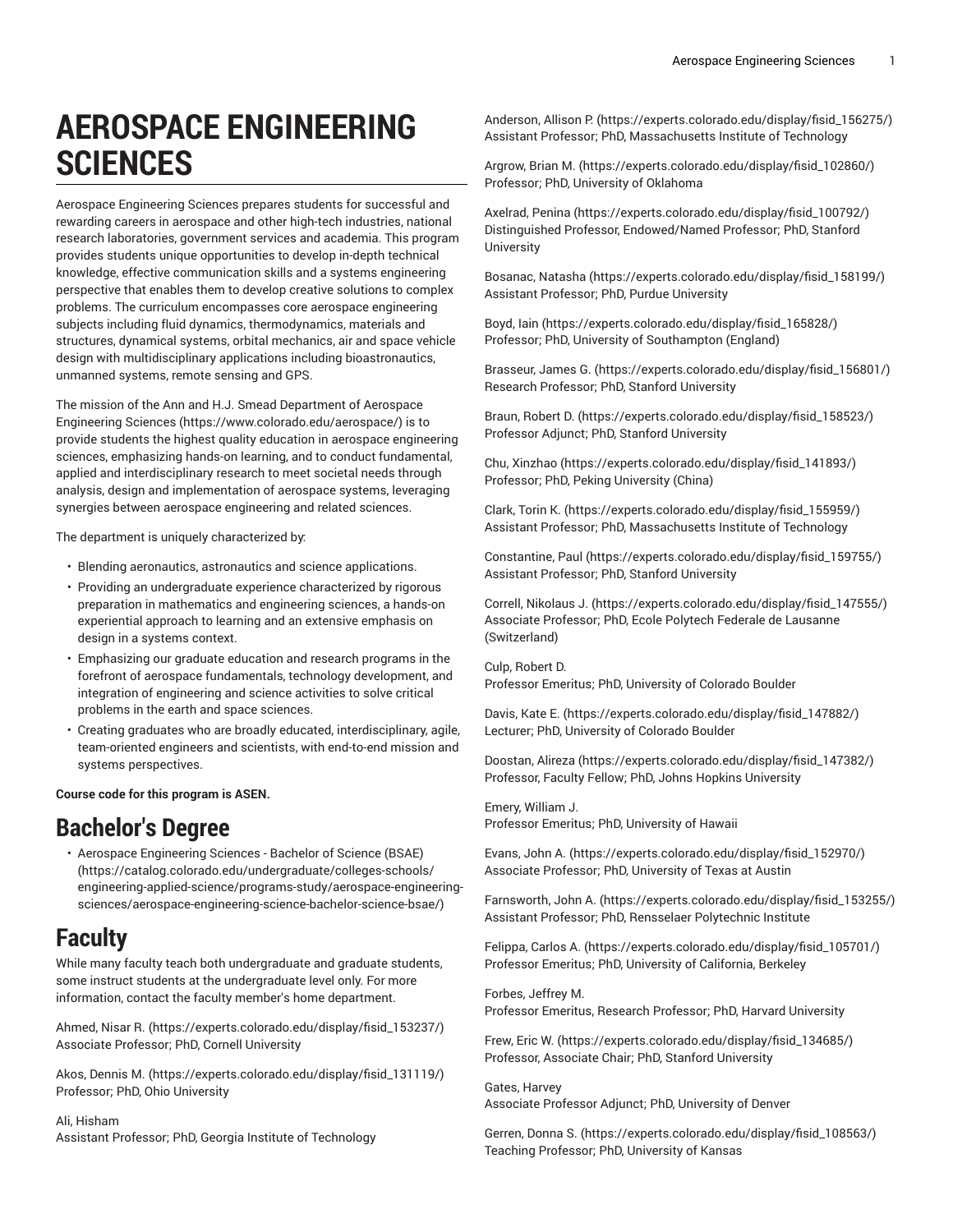# AEROSPACE ENGINEERING SCIENCES

Aerospace Engineering Sciences prepares students for successful and rewarding careers in aerospace and other high-tech industries, national research laboratories, government services and academia. This program provides students unique opportunities to develop in-depth technical knowledge, effective communication skills and a systems engineering perspective that enables them to develop creative solutions to complex problems. The curriculum encompasses core aerospace engineering subjects including fluid dynamics, thermodynamics, materials and structures, dynamical systems, orbital mechanics, air and space vehicle design with multidisciplinary applications including bioastronautics, unmanned systems, remote sensing and GPS.

The mission of the Ann and H.J. Smead Department of Aerospace Engineering Sciences (https://www.colorado.edu/aerospace/) is to provide students the highest quality education in aerospace engineering sciences, emphasizing hands-on learning, and to conduct fundamental, applied and interdisciplinary research to meet societal needs through analysis, design and implementation of aerospace systems, leveraging synergies between aerospace engineering and related sciences.

The department is uniquely characterized by:

- Blending aeronautics, astronautics and science applications.
- Providing an undergraduate experience characterized by rigorous preparation in mathematics and engineering sciences, a hands-on experiential approach to learning and an extensive emphasis on design in a systems context.
- Emphasizing our graduate education and research programs in the forefront of aerospace fundamentals, technology development, and integration of engineering and science activities to solve critical problems in the earth and space sciences.
- Creating graduates who are broadly educated, interdisciplinary, agile, team-oriented engineers and scientists, with end-to-end mission and systems perspectives.

**Course code for this program is ASEN.**

## Bachelor's Degree

- Aerospace Engineering Sciences - Bachelor of Science (BSAE) (https://catalog.colorado.edu/undergraduate/colleges-schools/engineering-applied-science/programs-study/aerospace-engineering-sciences/aerospace-engineering-science-bachelor-science-bsae/)

## Faculty

While many faculty teach both undergraduate and graduate students, some instruct students at the undergraduate level only. For more information, contact the faculty member's home department.

Ahmed, Nisar R. (https://experts.colorado.edu/display/fisid_153237/)
Associate Professor; PhD, Cornell University

Akos, Dennis M. (https://experts.colorado.edu/display/fisid_131119/)
Professor; PhD, Ohio University

Ali, Hisham
Assistant Professor; PhD, Georgia Institute of Technology

Anderson, Allison P. (https://experts.colorado.edu/display/fisid_156275/)
Assistant Professor; PhD, Massachusetts Institute of Technology

Argrow, Brian M. (https://experts.colorado.edu/display/fisid_102860/)
Professor; PhD, University of Oklahoma

Axelrad, Penina (https://experts.colorado.edu/display/fisid_100792/)
Distinguished Professor, Endowed/Named Professor; PhD, Stanford University

Bosanac, Natasha (https://experts.colorado.edu/display/fisid_158199/)
Assistant Professor; PhD, Purdue University

Boyd, Iain (https://experts.colorado.edu/display/fisid_165828/)
Professor; PhD, University of Southampton (England)

Brasseur, James G. (https://experts.colorado.edu/display/fisid_156801/)
Research Professor; PhD, Stanford University

Braun, Robert D. (https://experts.colorado.edu/display/fisid_158523/)
Professor Adjunct; PhD, Stanford University

Chu, Xinzhao (https://experts.colorado.edu/display/fisid_141893/)
Professor; PhD, Peking University (China)

Clark, Torin K. (https://experts.colorado.edu/display/fisid_155959/)
Assistant Professor; PhD, Massachusetts Institute of Technology

Constantine, Paul (https://experts.colorado.edu/display/fisid_159755/)
Assistant Professor; PhD, Stanford University

Correll, Nikolaus J. (https://experts.colorado.edu/display/fisid_147555/)
Associate Professor; PhD, Ecole Polytech Federale de Lausanne (Switzerland)

Culp, Robert D.
Professor Emeritus; PhD, University of Colorado Boulder

Davis, Kate E. (https://experts.colorado.edu/display/fisid_147882/)
Lecturer; PhD, University of Colorado Boulder

Doostan, Alireza (https://experts.colorado.edu/display/fisid_147382/)
Professor, Faculty Fellow; PhD, Johns Hopkins University

Emery, William J.
Professor Emeritus; PhD, University of Hawaii

Evans, John A. (https://experts.colorado.edu/display/fisid_152970/)
Associate Professor; PhD, University of Texas at Austin

Farnsworth, John A. (https://experts.colorado.edu/display/fisid_153255/)
Assistant Professor; PhD, Rensselaer Polytechnic Institute

Felippa, Carlos A. (https://experts.colorado.edu/display/fisid_105701/)
Professor Emeritus; PhD, University of California, Berkeley

Forbes, Jeffrey M.
Professor Emeritus, Research Professor; PhD, Harvard University

Frew, Eric W. (https://experts.colorado.edu/display/fisid_134685/)
Professor, Associate Chair; PhD, Stanford University

Gates, Harvey
Associate Professor Adjunct; PhD, University of Denver

Gerren, Donna S. (https://experts.colorado.edu/display/fisid_108563/)
Teaching Professor; PhD, University of Kansas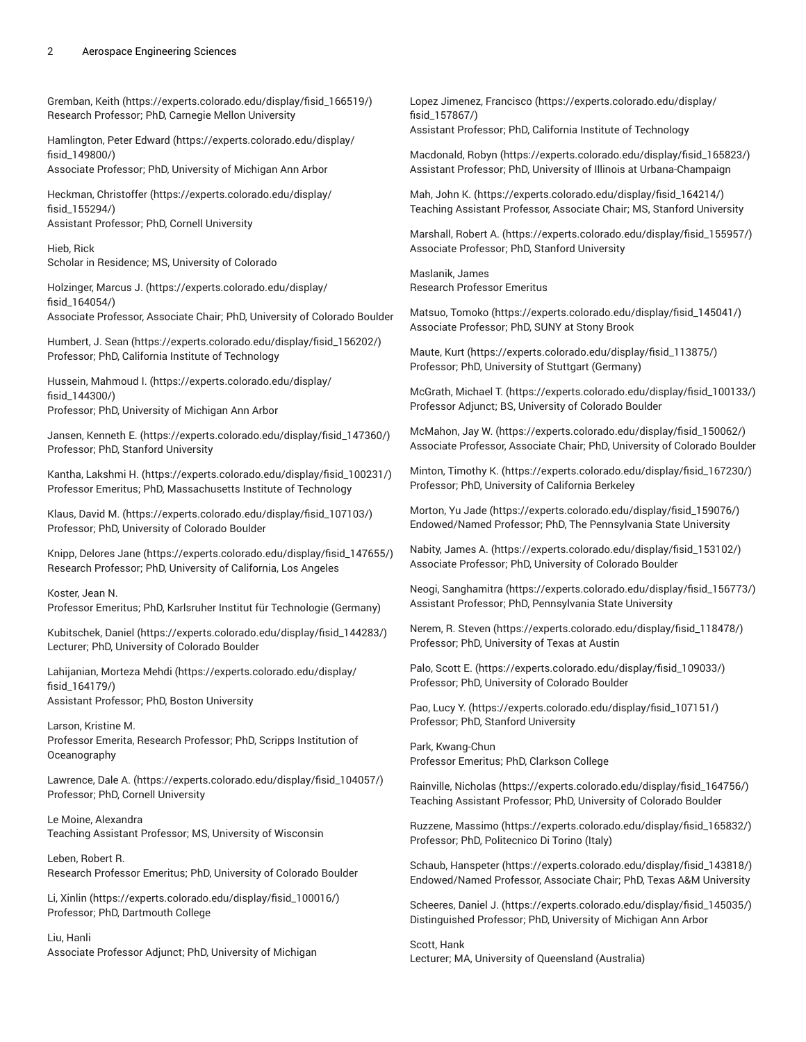Gremban, Keith (https://experts.colorado.edu/display/fisid_166519/)
Research Professor; PhD, Carnegie Mellon University

Hamlington, Peter Edward (https://experts.colorado.edu/display/fisid_149800/)
Associate Professor; PhD, University of Michigan Ann Arbor

Heckman, Christoffer (https://experts.colorado.edu/display/fisid_155294/)
Assistant Professor; PhD, Cornell University

Hieb, Rick
Scholar in Residence; MS, University of Colorado

Holzinger, Marcus J. (https://experts.colorado.edu/display/fisid_164054/)
Associate Professor, Associate Chair; PhD, University of Colorado Boulder

Humbert, J. Sean (https://experts.colorado.edu/display/fisid_156202/)
Professor; PhD, California Institute of Technology

Hussein, Mahmoud I. (https://experts.colorado.edu/display/fisid_144300/)
Professor; PhD, University of Michigan Ann Arbor

Jansen, Kenneth E. (https://experts.colorado.edu/display/fisid_147360/)
Professor; PhD, Stanford University

Kantha, Lakshmi H. (https://experts.colorado.edu/display/fisid_100231/)
Professor Emeritus; PhD, Massachusetts Institute of Technology

Klaus, David M. (https://experts.colorado.edu/display/fisid_107103/)
Professor; PhD, University of Colorado Boulder

Knipp, Delores Jane (https://experts.colorado.edu/display/fisid_147655/)
Research Professor; PhD, University of California, Los Angeles

Koster, Jean N.
Professor Emeritus; PhD, Karlsruher Institut für Technologie (Germany)

Kubitschek, Daniel (https://experts.colorado.edu/display/fisid_144283/)
Lecturer; PhD, University of Colorado Boulder

Lahijanian, Morteza Mehdi (https://experts.colorado.edu/display/fisid_164179/)
Assistant Professor; PhD, Boston University

Larson, Kristine M.
Professor Emerita, Research Professor; PhD, Scripps Institution of Oceanography

Lawrence, Dale A. (https://experts.colorado.edu/display/fisid_104057/)
Professor; PhD, Cornell University

Le Moine, Alexandra
Teaching Assistant Professor; MS, University of Wisconsin

Leben, Robert R.
Research Professor Emeritus; PhD, University of Colorado Boulder

Li, Xinlin (https://experts.colorado.edu/display/fisid_100016/)
Professor; PhD, Dartmouth College

Liu, Hanli
Associate Professor Adjunct; PhD, University of Michigan

Lopez Jimenez, Francisco (https://experts.colorado.edu/display/fisid_157867/)
Assistant Professor; PhD, California Institute of Technology

Macdonald, Robyn (https://experts.colorado.edu/display/fisid_165823/)
Assistant Professor; PhD, University of Illinois at Urbana-Champaign

Mah, John K. (https://experts.colorado.edu/display/fisid_164214/)
Teaching Assistant Professor, Associate Chair; MS, Stanford University

Marshall, Robert A. (https://experts.colorado.edu/display/fisid_155957/)
Associate Professor; PhD, Stanford University

Maslanik, James
Research Professor Emeritus

Matsuo, Tomoko (https://experts.colorado.edu/display/fisid_145041/)
Associate Professor; PhD, SUNY at Stony Brook

Maute, Kurt (https://experts.colorado.edu/display/fisid_113875/)
Professor; PhD, University of Stuttgart (Germany)

McGrath, Michael T. (https://experts.colorado.edu/display/fisid_100133/)
Professor Adjunct; BS, University of Colorado Boulder

McMahon, Jay W. (https://experts.colorado.edu/display/fisid_150062/)
Associate Professor, Associate Chair; PhD, University of Colorado Boulder

Minton, Timothy K. (https://experts.colorado.edu/display/fisid_167230/)
Professor; PhD, University of California Berkeley

Morton, Yu Jade (https://experts.colorado.edu/display/fisid_159076/)
Endowed/Named Professor; PhD, The Pennsylvania State University

Nabity, James A. (https://experts.colorado.edu/display/fisid_153102/)
Associate Professor; PhD, University of Colorado Boulder

Neogi, Sanghamitra (https://experts.colorado.edu/display/fisid_156773/)
Assistant Professor; PhD, Pennsylvania State University

Nerem, R. Steven (https://experts.colorado.edu/display/fisid_118478/)
Professor; PhD, University of Texas at Austin

Palo, Scott E. (https://experts.colorado.edu/display/fisid_109033/)
Professor; PhD, University of Colorado Boulder

Pao, Lucy Y. (https://experts.colorado.edu/display/fisid_107151/)
Professor; PhD, Stanford University

Park, Kwang-Chun
Professor Emeritus; PhD, Clarkson College

Rainville, Nicholas (https://experts.colorado.edu/display/fisid_164756/)
Teaching Assistant Professor; PhD, University of Colorado Boulder

Ruzzene, Massimo (https://experts.colorado.edu/display/fisid_165832/)
Professor; PhD, Politecnico Di Torino (Italy)

Schaub, Hanspeter (https://experts.colorado.edu/display/fisid_143818/)
Endowed/Named Professor, Associate Chair; PhD, Texas A&M University

Scheeres, Daniel J. (https://experts.colorado.edu/display/fisid_145035/)
Distinguished Professor; PhD, University of Michigan Ann Arbor

Scott, Hank
Lecturer; MA, University of Queensland (Australia)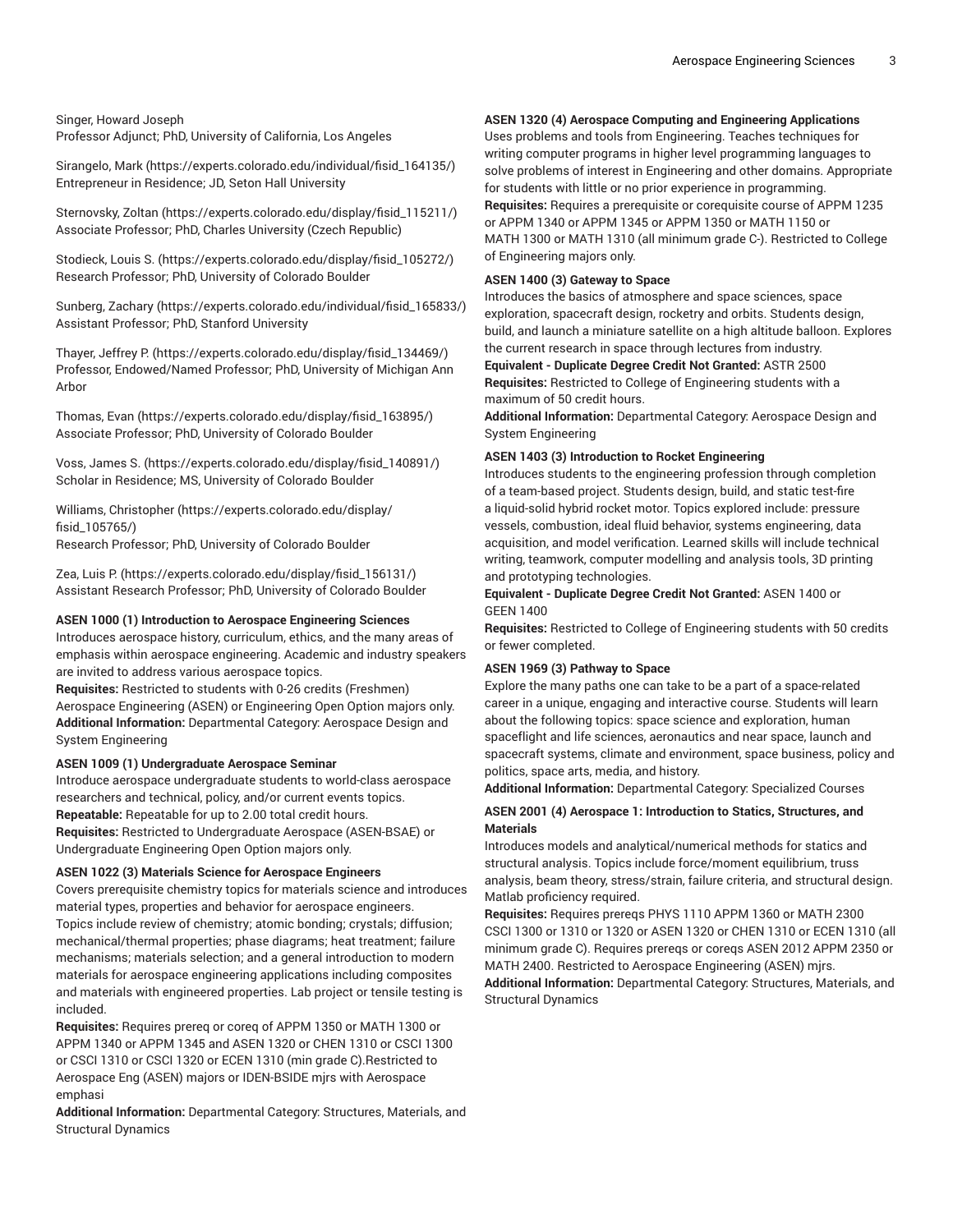Singer, Howard Joseph
Professor Adjunct; PhD, University of California, Los Angeles

Sirangelo, Mark (https://experts.colorado.edu/individual/fisid_164135/)
Entrepreneur in Residence; JD, Seton Hall University

Sternovsky, Zoltan (https://experts.colorado.edu/display/fisid_115211/)
Associate Professor; PhD, Charles University (Czech Republic)

Stodieck, Louis S. (https://experts.colorado.edu/display/fisid_105272/)
Research Professor; PhD, University of Colorado Boulder

Sunberg, Zachary (https://experts.colorado.edu/individual/fisid_165833/)
Assistant Professor; PhD, Stanford University

Thayer, Jeffrey P. (https://experts.colorado.edu/display/fisid_134469/)
Professor, Endowed/Named Professor; PhD, University of Michigan Ann Arbor

Thomas, Evan (https://experts.colorado.edu/display/fisid_163895/)
Associate Professor; PhD, University of Colorado Boulder

Voss, James S. (https://experts.colorado.edu/display/fisid_140891/)
Scholar in Residence; MS, University of Colorado Boulder

Williams, Christopher (https://experts.colorado.edu/display/fisid_105765/)
Research Professor; PhD, University of Colorado Boulder

Zea, Luis P. (https://experts.colorado.edu/display/fisid_156131/)
Assistant Research Professor; PhD, University of Colorado Boulder

**ASEN 1000 (1) Introduction to Aerospace Engineering Sciences**
Introduces aerospace history, curriculum, ethics, and the many areas of emphasis within aerospace engineering. Academic and industry speakers are invited to address various aerospace topics.
**Requisites:** Restricted to students with 0-26 credits (Freshmen) Aerospace Engineering (ASEN) or Engineering Open Option majors only.
**Additional Information:** Departmental Category: Aerospace Design and System Engineering

**ASEN 1009 (1) Undergraduate Aerospace Seminar**
Introduce aerospace undergraduate students to world-class aerospace researchers and technical, policy, and/or current events topics.
**Repeatable:** Repeatable for up to 2.00 total credit hours.
**Requisites:** Restricted to Undergraduate Aerospace (ASEN-BSAE) or Undergraduate Engineering Open Option majors only.

**ASEN 1022 (3) Materials Science for Aerospace Engineers**
Covers prerequisite chemistry topics for materials science and introduces material types, properties and behavior for aerospace engineers. Topics include review of chemistry; atomic bonding; crystals; diffusion; mechanical/thermal properties; phase diagrams; heat treatment; failure mechanisms; materials selection; and a general introduction to modern materials for aerospace engineering applications including composites and materials with engineered properties. Lab project or tensile testing is included.
**Requisites:** Requires prereq or coreq of APPM 1350 or MATH 1300 or APPM 1340 or APPM 1345 and ASEN 1320 or CHEN 1310 or CSCI 1300 or CSCI 1310 or CSCI 1320 or ECEN 1310 (min grade C).Restricted to Aerospace Eng (ASEN) majors or IDEN-BSIDE mjrs with Aerospace emphasi
**Additional Information:** Departmental Category: Structures, Materials, and Structural Dynamics

**ASEN 1320 (4) Aerospace Computing and Engineering Applications**
Uses problems and tools from Engineering. Teaches techniques for writing computer programs in higher level programming languages to solve problems of interest in Engineering and other domains. Appropriate for students with little or no prior experience in programming.
**Requisites:** Requires a prerequisite or corequisite course of APPM 1235 or APPM 1340 or APPM 1345 or APPM 1350 or MATH 1150 or MATH 1300 or MATH 1310 (all minimum grade C-). Restricted to College of Engineering majors only.

**ASEN 1400 (3) Gateway to Space**
Introduces the basics of atmosphere and space sciences, space exploration, spacecraft design, rocketry and orbits. Students design, build, and launch a miniature satellite on a high altitude balloon. Explores the current research in space through lectures from industry.
**Equivalent - Duplicate Degree Credit Not Granted:** ASTR 2500
**Requisites:** Restricted to College of Engineering students with a maximum of 50 credit hours.
**Additional Information:** Departmental Category: Aerospace Design and System Engineering

**ASEN 1403 (3) Introduction to Rocket Engineering**
Introduces students to the engineering profession through completion of a team-based project. Students design, build, and static test-fire a liquid-solid hybrid rocket motor. Topics explored include: pressure vessels, combustion, ideal fluid behavior, systems engineering, data acquisition, and model verification. Learned skills will include technical writing, teamwork, computer modelling and analysis tools, 3D printing and prototyping technologies.
**Equivalent - Duplicate Degree Credit Not Granted:** ASEN 1400 or GEEN 1400
**Requisites:** Restricted to College of Engineering students with 50 credits or fewer completed.

**ASEN 1969 (3) Pathway to Space**
Explore the many paths one can take to be a part of a space-related career in a unique, engaging and interactive course. Students will learn about the following topics: space science and exploration, human spaceflight and life sciences, aeronautics and near space, launch and spacecraft systems, climate and environment, space business, policy and politics, space arts, media, and history.
**Additional Information:** Departmental Category: Specialized Courses

**ASEN 2001 (4) Aerospace 1: Introduction to Statics, Structures, and Materials**
Introduces models and analytical/numerical methods for statics and structural analysis. Topics include force/moment equilibrium, truss analysis, beam theory, stress/strain, failure criteria, and structural design. Matlab proficiency required.
**Requisites:** Requires prereqs PHYS 1110 APPM 1360 or MATH 2300 CSCI 1300 or 1310 or 1320 or ASEN 1320 or CHEN 1310 or ECEN 1310 (all minimum grade C). Requires prereqs or coreqs ASEN 2012 APPM 2350 or MATH 2400. Restricted to Aerospace Engineering (ASEN) mjrs.
**Additional Information:** Departmental Category: Structures, Materials, and Structural Dynamics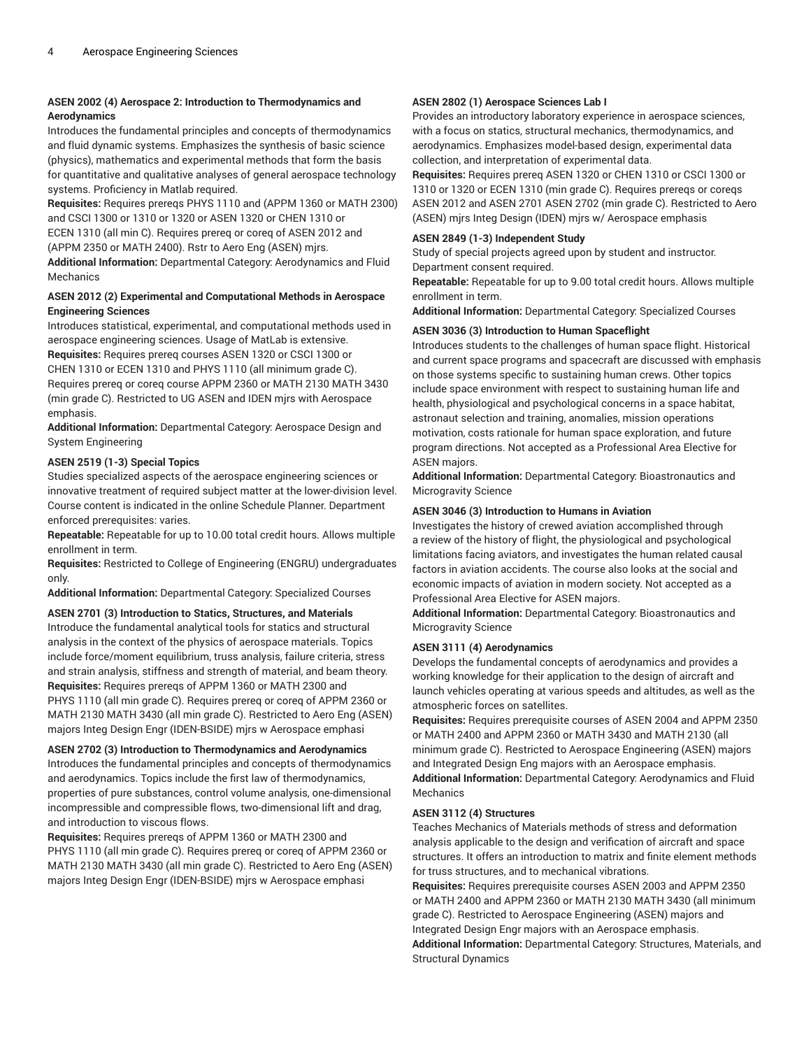**ASEN 2002 (4) Aerospace 2: Introduction to Thermodynamics and Aerodynamics**

Introduces the fundamental principles and concepts of thermodynamics and fluid dynamic systems. Emphasizes the synthesis of basic science (physics), mathematics and experimental methods that form the basis for quantitative and qualitative analyses of general aerospace technology systems. Proficiency in Matlab required.

**Requisites:** Requires prereqs PHYS 1110 and (APPM 1360 or MATH 2300) and CSCI 1300 or 1310 or 1320 or ASEN 1320 or CHEN 1310 or ECEN 1310 (all min C). Requires prereq or coreq of ASEN 2012 and (APPM 2350 or MATH 2400). Rstr to Aero Eng (ASEN) mjrs.

**Additional Information:** Departmental Category: Aerodynamics and Fluid Mechanics

**ASEN 2012 (2) Experimental and Computational Methods in Aerospace Engineering Sciences**

Introduces statistical, experimental, and computational methods used in aerospace engineering sciences. Usage of MatLab is extensive.

**Requisites:** Requires prereq courses ASEN 1320 or CSCI 1300 or CHEN 1310 or ECEN 1310 and PHYS 1110 (all minimum grade C). Requires prereq or coreq course APPM 2360 or MATH 2130 MATH 3430 (min grade C). Restricted to UG ASEN and IDEN mjrs with Aerospace emphasis.

**Additional Information:** Departmental Category: Aerospace Design and System Engineering

**ASEN 2519 (1-3) Special Topics**

Studies specialized aspects of the aerospace engineering sciences or innovative treatment of required subject matter at the lower-division level. Course content is indicated in the online Schedule Planner. Department enforced prerequisites: varies.

**Repeatable:** Repeatable for up to 10.00 total credit hours. Allows multiple enrollment in term.

**Requisites:** Restricted to College of Engineering (ENGRU) undergraduates only.

**Additional Information:** Departmental Category: Specialized Courses

**ASEN 2701 (3) Introduction to Statics, Structures, and Materials**

Introduce the fundamental analytical tools for statics and structural analysis in the context of the physics of aerospace materials. Topics include force/moment equilibrium, truss analysis, failure criteria, stress and strain analysis, stiffness and strength of material, and beam theory.

**Requisites:** Requires prereqs of APPM 1360 or MATH 2300 and PHYS 1110 (all min grade C). Requires prereq or coreq of APPM 2360 or MATH 2130 MATH 3430 (all min grade C). Restricted to Aero Eng (ASEN) majors Integ Design Engr (IDEN-BSIDE) mjrs w Aerospace emphasi

**ASEN 2702 (3) Introduction to Thermodynamics and Aerodynamics**

Introduces the fundamental principles and concepts of thermodynamics and aerodynamics. Topics include the first law of thermodynamics, properties of pure substances, control volume analysis, one-dimensional incompressible and compressible flows, two-dimensional lift and drag, and introduction to viscous flows.

**Requisites:** Requires prereqs of APPM 1360 or MATH 2300 and PHYS 1110 (all min grade C). Requires prereq or coreq of APPM 2360 or MATH 2130 MATH 3430 (all min grade C). Restricted to Aero Eng (ASEN) majors Integ Design Engr (IDEN-BSIDE) mjrs w Aerospace emphasi

**ASEN 2802 (1) Aerospace Sciences Lab I**

Provides an introductory laboratory experience in aerospace sciences, with a focus on statics, structural mechanics, thermodynamics, and aerodynamics. Emphasizes model-based design, experimental data collection, and interpretation of experimental data.

**Requisites:** Requires prereq ASEN 1320 or CHEN 1310 or CSCI 1300 or 1310 or 1320 or ECEN 1310 (min grade C). Requires prereqs or coreqs ASEN 2012 and ASEN 2701 ASEN 2702 (min grade C). Restricted to Aero (ASEN) mjrs Integ Design (IDEN) mjrs w/ Aerospace emphasis

**ASEN 2849 (1-3) Independent Study**

Study of special projects agreed upon by student and instructor. Department consent required.

**Repeatable:** Repeatable for up to 9.00 total credit hours. Allows multiple enrollment in term.

**Additional Information:** Departmental Category: Specialized Courses

**ASEN 3036 (3) Introduction to Human Spaceflight**

Introduces students to the challenges of human space flight. Historical and current space programs and spacecraft are discussed with emphasis on those systems specific to sustaining human crews. Other topics include space environment with respect to sustaining human life and health, physiological and psychological concerns in a space habitat, astronaut selection and training, anomalies, mission operations motivation, costs rationale for human space exploration, and future program directions. Not accepted as a Professional Area Elective for ASEN majors.

**Additional Information:** Departmental Category: Bioastronautics and Microgravity Science

**ASEN 3046 (3) Introduction to Humans in Aviation**

Investigates the history of crewed aviation accomplished through a review of the history of flight, the physiological and psychological limitations facing aviators, and investigates the human related causal factors in aviation accidents. The course also looks at the social and economic impacts of aviation in modern society. Not accepted as a Professional Area Elective for ASEN majors.

**Additional Information:** Departmental Category: Bioastronautics and Microgravity Science

**ASEN 3111 (4) Aerodynamics**

Develops the fundamental concepts of aerodynamics and provides a working knowledge for their application to the design of aircraft and launch vehicles operating at various speeds and altitudes, as well as the atmospheric forces on satellites.

**Requisites:** Requires prerequisite courses of ASEN 2004 and APPM 2350 or MATH 2400 and APPM 2360 or MATH 3430 and MATH 2130 (all minimum grade C). Restricted to Aerospace Engineering (ASEN) majors and Integrated Design Eng majors with an Aerospace emphasis.

**Additional Information:** Departmental Category: Aerodynamics and Fluid Mechanics

**ASEN 3112 (4) Structures**

Teaches Mechanics of Materials methods of stress and deformation analysis applicable to the design and verification of aircraft and space structures. It offers an introduction to matrix and finite element methods for truss structures, and to mechanical vibrations.

**Requisites:** Requires prerequisite courses ASEN 2003 and APPM 2350 or MATH 2400 and APPM 2360 or MATH 2130 MATH 3430 (all minimum grade C). Restricted to Aerospace Engineering (ASEN) majors and Integrated Design Engr majors with an Aerospace emphasis.

**Additional Information:** Departmental Category: Structures, Materials, and Structural Dynamics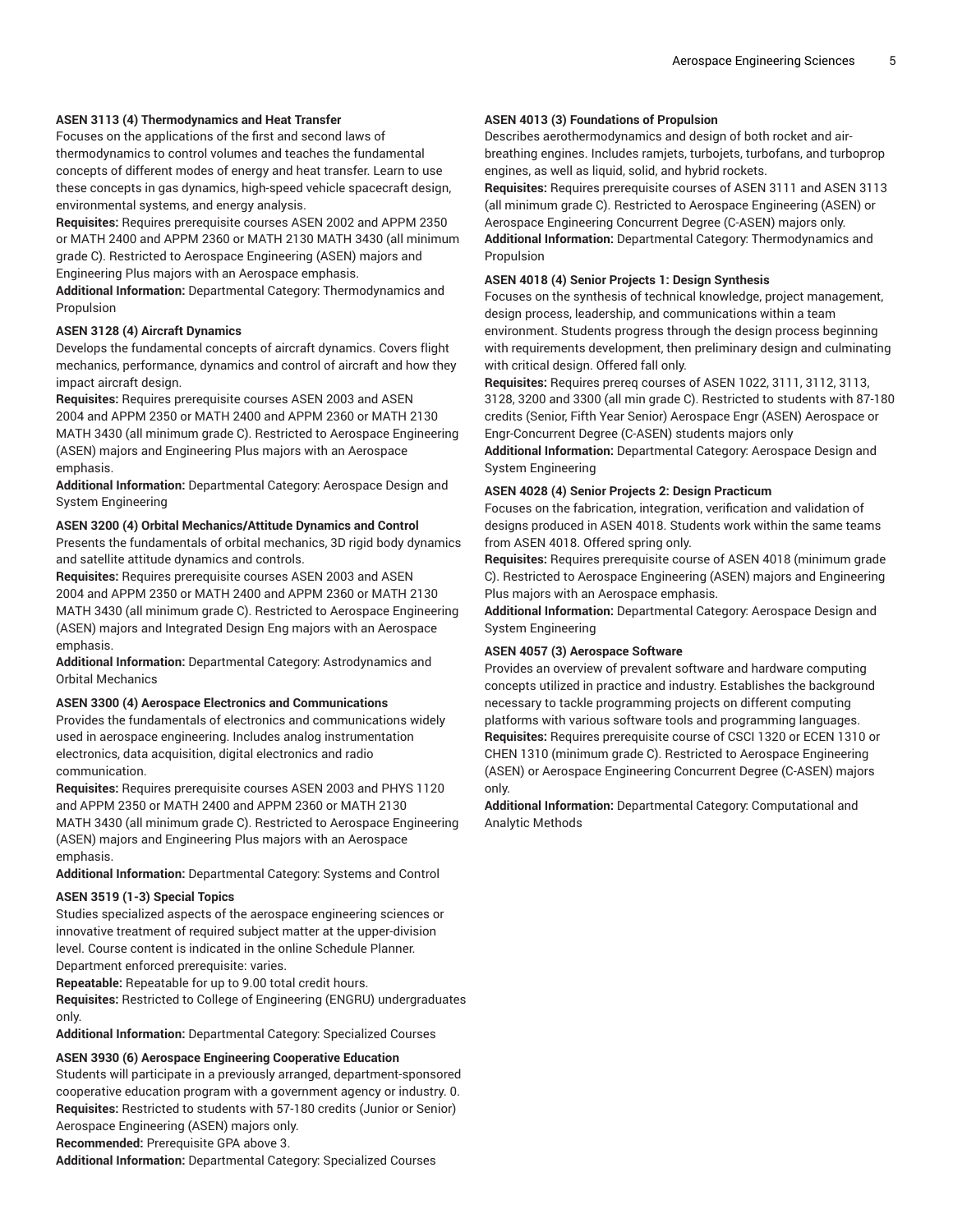**ASEN 3113 (4) Thermodynamics and Heat Transfer**
Focuses on the applications of the first and second laws of thermodynamics to control volumes and teaches the fundamental concepts of different modes of energy and heat transfer. Learn to use these concepts in gas dynamics, high-speed vehicle spacecraft design, environmental systems, and energy analysis.
**Requisites:** Requires prerequisite courses ASEN 2002 and APPM 2350 or MATH 2400 and APPM 2360 or MATH 2130 MATH 3430 (all minimum grade C). Restricted to Aerospace Engineering (ASEN) majors and Engineering Plus majors with an Aerospace emphasis.
**Additional Information:** Departmental Category: Thermodynamics and Propulsion

**ASEN 3128 (4) Aircraft Dynamics**
Develops the fundamental concepts of aircraft dynamics. Covers flight mechanics, performance, dynamics and control of aircraft and how they impact aircraft design.
**Requisites:** Requires prerequisite courses ASEN 2003 and ASEN 2004 and APPM 2350 or MATH 2400 and APPM 2360 or MATH 2130 MATH 3430 (all minimum grade C). Restricted to Aerospace Engineering (ASEN) majors and Engineering Plus majors with an Aerospace emphasis.
**Additional Information:** Departmental Category: Aerospace Design and System Engineering

**ASEN 3200 (4) Orbital Mechanics/Attitude Dynamics and Control**
Presents the fundamentals of orbital mechanics, 3D rigid body dynamics and satellite attitude dynamics and controls.
**Requisites:** Requires prerequisite courses ASEN 2003 and ASEN 2004 and APPM 2350 or MATH 2400 and APPM 2360 or MATH 2130 MATH 3430 (all minimum grade C). Restricted to Aerospace Engineering (ASEN) majors and Integrated Design Eng majors with an Aerospace emphasis.
**Additional Information:** Departmental Category: Astrodynamics and Orbital Mechanics

**ASEN 3300 (4) Aerospace Electronics and Communications**
Provides the fundamentals of electronics and communications widely used in aerospace engineering. Includes analog instrumentation electronics, data acquisition, digital electronics and radio communication.
**Requisites:** Requires prerequisite courses ASEN 2003 and PHYS 1120 and APPM 2350 or MATH 2400 and APPM 2360 or MATH 2130 MATH 3430 (all minimum grade C). Restricted to Aerospace Engineering (ASEN) majors and Engineering Plus majors with an Aerospace emphasis.
**Additional Information:** Departmental Category: Systems and Control

**ASEN 3519 (1-3) Special Topics**
Studies specialized aspects of the aerospace engineering sciences or innovative treatment of required subject matter at the upper-division level. Course content is indicated in the online Schedule Planner. Department enforced prerequisite: varies.
**Repeatable:** Repeatable for up to 9.00 total credit hours.
**Requisites:** Restricted to College of Engineering (ENGRU) undergraduates only.
**Additional Information:** Departmental Category: Specialized Courses

**ASEN 3930 (6) Aerospace Engineering Cooperative Education**
Students will participate in a previously arranged, department-sponsored cooperative education program with a government agency or industry. 0.
**Requisites:** Restricted to students with 57-180 credits (Junior or Senior) Aerospace Engineering (ASEN) majors only.
**Recommended:** Prerequisite GPA above 3.
**Additional Information:** Departmental Category: Specialized Courses

**ASEN 4013 (3) Foundations of Propulsion**
Describes aerothermodynamics and design of both rocket and air-breathing engines. Includes ramjets, turbojets, turbofans, and turboprop engines, as well as liquid, solid, and hybrid rockets.
**Requisites:** Requires prerequisite courses of ASEN 3111 and ASEN 3113 (all minimum grade C). Restricted to Aerospace Engineering (ASEN) or Aerospace Engineering Concurrent Degree (C-ASEN) majors only.
**Additional Information:** Departmental Category: Thermodynamics and Propulsion

**ASEN 4018 (4) Senior Projects 1: Design Synthesis**
Focuses on the synthesis of technical knowledge, project management, design process, leadership, and communications within a team environment. Students progress through the design process beginning with requirements development, then preliminary design and culminating with critical design. Offered fall only.
**Requisites:** Requires prereq courses of ASEN 1022, 3111, 3112, 3113, 3128, 3200 and 3300 (all min grade C). Restricted to students with 87-180 credits (Senior, Fifth Year Senior) Aerospace Engr (ASEN) Aerospace or Engr-Concurrent Degree (C-ASEN) students majors only
**Additional Information:** Departmental Category: Aerospace Design and System Engineering

**ASEN 4028 (4) Senior Projects 2: Design Practicum**
Focuses on the fabrication, integration, verification and validation of designs produced in ASEN 4018. Students work within the same teams from ASEN 4018. Offered spring only.
**Requisites:** Requires prerequisite course of ASEN 4018 (minimum grade C). Restricted to Aerospace Engineering (ASEN) majors and Engineering Plus majors with an Aerospace emphasis.
**Additional Information:** Departmental Category: Aerospace Design and System Engineering

**ASEN 4057 (3) Aerospace Software**
Provides an overview of prevalent software and hardware computing concepts utilized in practice and industry. Establishes the background necessary to tackle programming projects on different computing platforms with various software tools and programming languages.
**Requisites:** Requires prerequisite course of CSCI 1320 or ECEN 1310 or CHEN 1310 (minimum grade C). Restricted to Aerospace Engineering (ASEN) or Aerospace Engineering Concurrent Degree (C-ASEN) majors only.
**Additional Information:** Departmental Category: Computational and Analytic Methods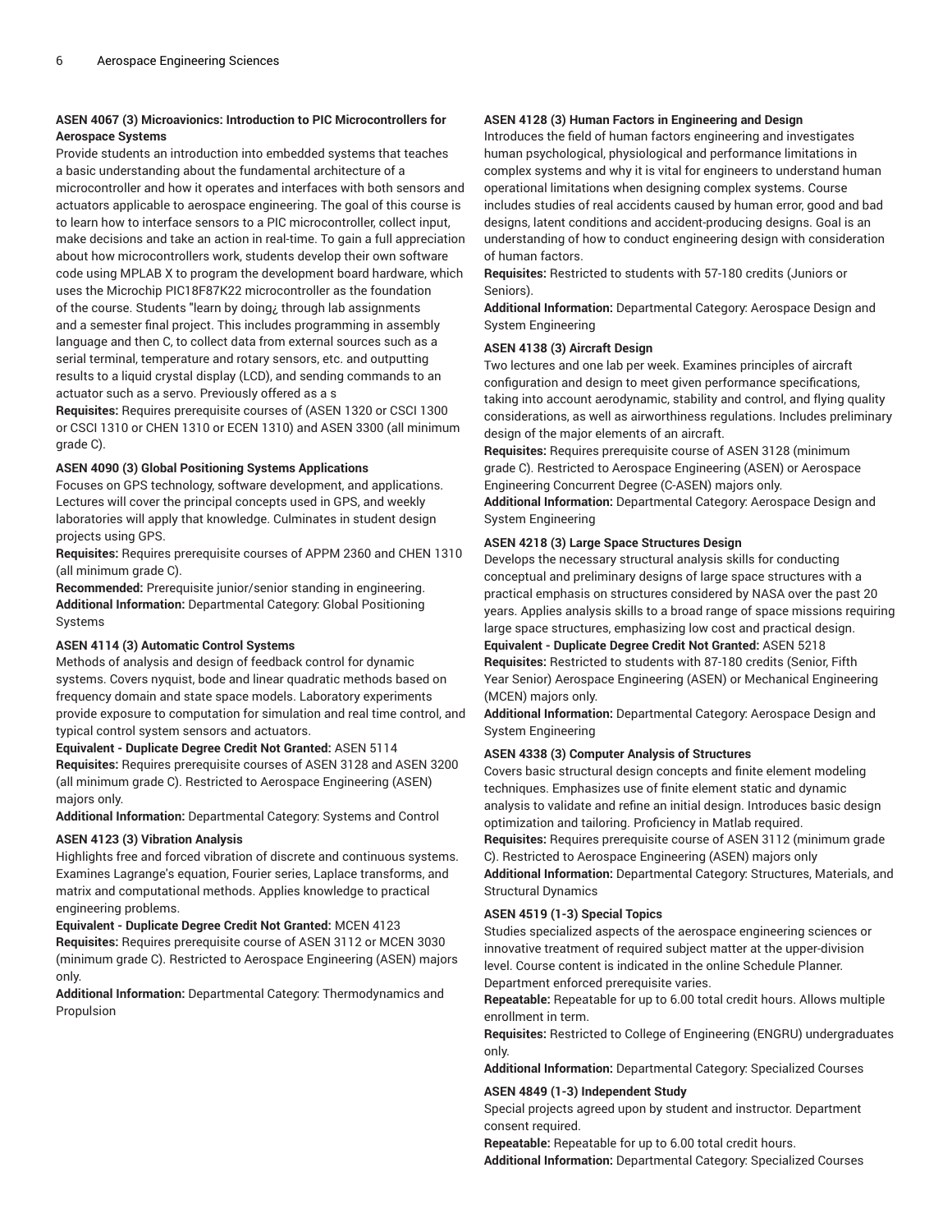**ASEN 4067 (3) Microavionics: Introduction to PIC Microcontrollers for Aerospace Systems**

Provide students an introduction into embedded systems that teaches a basic understanding about the fundamental architecture of a microcontroller and how it operates and interfaces with both sensors and actuators applicable to aerospace engineering. The goal of this course is to learn how to interface sensors to a PIC microcontroller, collect input, make decisions and take an action in real-time. To gain a full appreciation about how microcontrollers work, students develop their own software code using MPLAB X to program the development board hardware, which uses the Microchip PIC18F87K22 microcontroller as the foundation of the course. Students "learn by doing¿ through lab assignments and a semester final project. This includes programming in assembly language and then C, to collect data from external sources such as a serial terminal, temperature and rotary sensors, etc. and outputting results to a liquid crystal display (LCD), and sending commands to an actuator such as a servo. Previously offered as a s

**Requisites:** Requires prerequisite courses of (ASEN 1320 or CSCI 1300 or CSCI 1310 or CHEN 1310 or ECEN 1310) and ASEN 3300 (all minimum grade C).

**ASEN 4090 (3) Global Positioning Systems Applications**

Focuses on GPS technology, software development, and applications. Lectures will cover the principal concepts used in GPS, and weekly laboratories will apply that knowledge. Culminates in student design projects using GPS.

**Requisites:** Requires prerequisite courses of APPM 2360 and CHEN 1310 (all minimum grade C).

**Recommended:** Prerequisite junior/senior standing in engineering.

**Additional Information:** Departmental Category: Global Positioning Systems

**ASEN 4114 (3) Automatic Control Systems**

Methods of analysis and design of feedback control for dynamic systems. Covers nyquist, bode and linear quadratic methods based on frequency domain and state space models. Laboratory experiments provide exposure to computation for simulation and real time control, and typical control system sensors and actuators.

**Equivalent - Duplicate Degree Credit Not Granted:** ASEN 5114

**Requisites:** Requires prerequisite courses of ASEN 3128 and ASEN 3200 (all minimum grade C). Restricted to Aerospace Engineering (ASEN) majors only.

**Additional Information:** Departmental Category: Systems and Control

**ASEN 4123 (3) Vibration Analysis**

Highlights free and forced vibration of discrete and continuous systems. Examines Lagrange's equation, Fourier series, Laplace transforms, and matrix and computational methods. Applies knowledge to practical engineering problems.

**Equivalent - Duplicate Degree Credit Not Granted:** MCEN 4123

**Requisites:** Requires prerequisite course of ASEN 3112 or MCEN 3030 (minimum grade C). Restricted to Aerospace Engineering (ASEN) majors only.

**Additional Information:** Departmental Category: Thermodynamics and Propulsion

**ASEN 4128 (3) Human Factors in Engineering and Design**

Introduces the field of human factors engineering and investigates human psychological, physiological and performance limitations in complex systems and why it is vital for engineers to understand human operational limitations when designing complex systems. Course includes studies of real accidents caused by human error, good and bad designs, latent conditions and accident-producing designs. Goal is an understanding of how to conduct engineering design with consideration of human factors.

**Requisites:** Restricted to students with 57-180 credits (Juniors or Seniors).

**Additional Information:** Departmental Category: Aerospace Design and System Engineering

**ASEN 4138 (3) Aircraft Design**

Two lectures and one lab per week. Examines principles of aircraft configuration and design to meet given performance specifications, taking into account aerodynamic, stability and control, and flying quality considerations, as well as airworthiness regulations. Includes preliminary design of the major elements of an aircraft.

**Requisites:** Requires prerequisite course of ASEN 3128 (minimum grade C). Restricted to Aerospace Engineering (ASEN) or Aerospace Engineering Concurrent Degree (C-ASEN) majors only.

**Additional Information:** Departmental Category: Aerospace Design and System Engineering

**ASEN 4218 (3) Large Space Structures Design**

Develops the necessary structural analysis skills for conducting conceptual and preliminary designs of large space structures with a practical emphasis on structures considered by NASA over the past 20 years. Applies analysis skills to a broad range of space missions requiring large space structures, emphasizing low cost and practical design.

**Equivalent - Duplicate Degree Credit Not Granted:** ASEN 5218

**Requisites:** Restricted to students with 87-180 credits (Senior, Fifth Year Senior) Aerospace Engineering (ASEN) or Mechanical Engineering (MCEN) majors only.

**Additional Information:** Departmental Category: Aerospace Design and System Engineering

**ASEN 4338 (3) Computer Analysis of Structures**

Covers basic structural design concepts and finite element modeling techniques. Emphasizes use of finite element static and dynamic analysis to validate and refine an initial design. Introduces basic design optimization and tailoring. Proficiency in Matlab required.

**Requisites:** Requires prerequisite course of ASEN 3112 (minimum grade C). Restricted to Aerospace Engineering (ASEN) majors only

**Additional Information:** Departmental Category: Structures, Materials, and Structural Dynamics

**ASEN 4519 (1-3) Special Topics**

Studies specialized aspects of the aerospace engineering sciences or innovative treatment of required subject matter at the upper-division level. Course content is indicated in the online Schedule Planner. Department enforced prerequisite varies.

**Repeatable:** Repeatable for up to 6.00 total credit hours. Allows multiple enrollment in term.

**Requisites:** Restricted to College of Engineering (ENGRU) undergraduates only.

**Additional Information:** Departmental Category: Specialized Courses

**ASEN 4849 (1-3) Independent Study**

Special projects agreed upon by student and instructor. Department consent required.

**Repeatable:** Repeatable for up to 6.00 total credit hours.

**Additional Information:** Departmental Category: Specialized Courses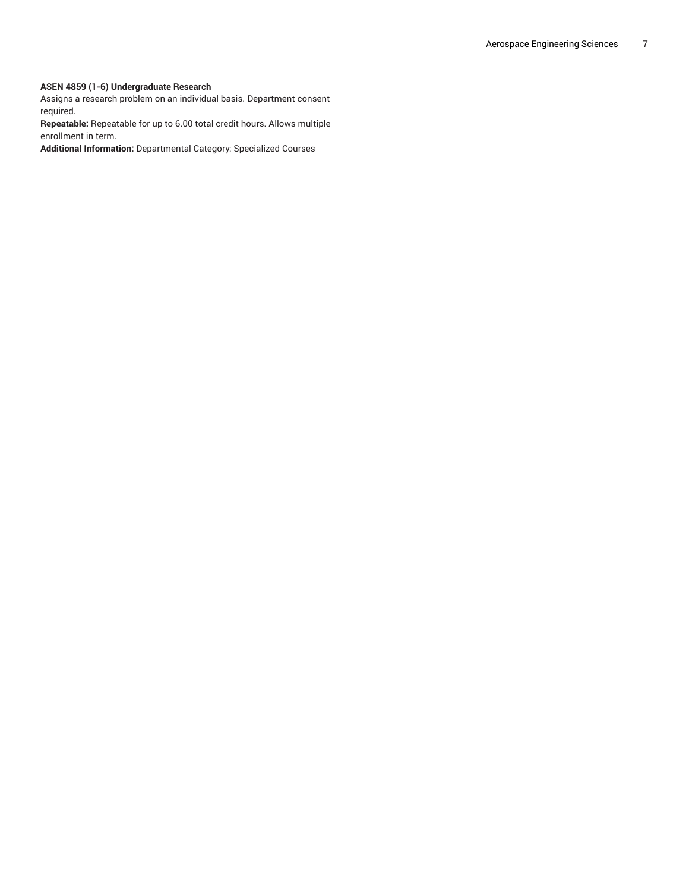**ASEN 4859 (1-6) Undergraduate Research**
Assigns a research problem on an individual basis. Department consent required.
**Repeatable:** Repeatable for up to 6.00 total credit hours. Allows multiple enrollment in term.
**Additional Information:** Departmental Category: Specialized Courses